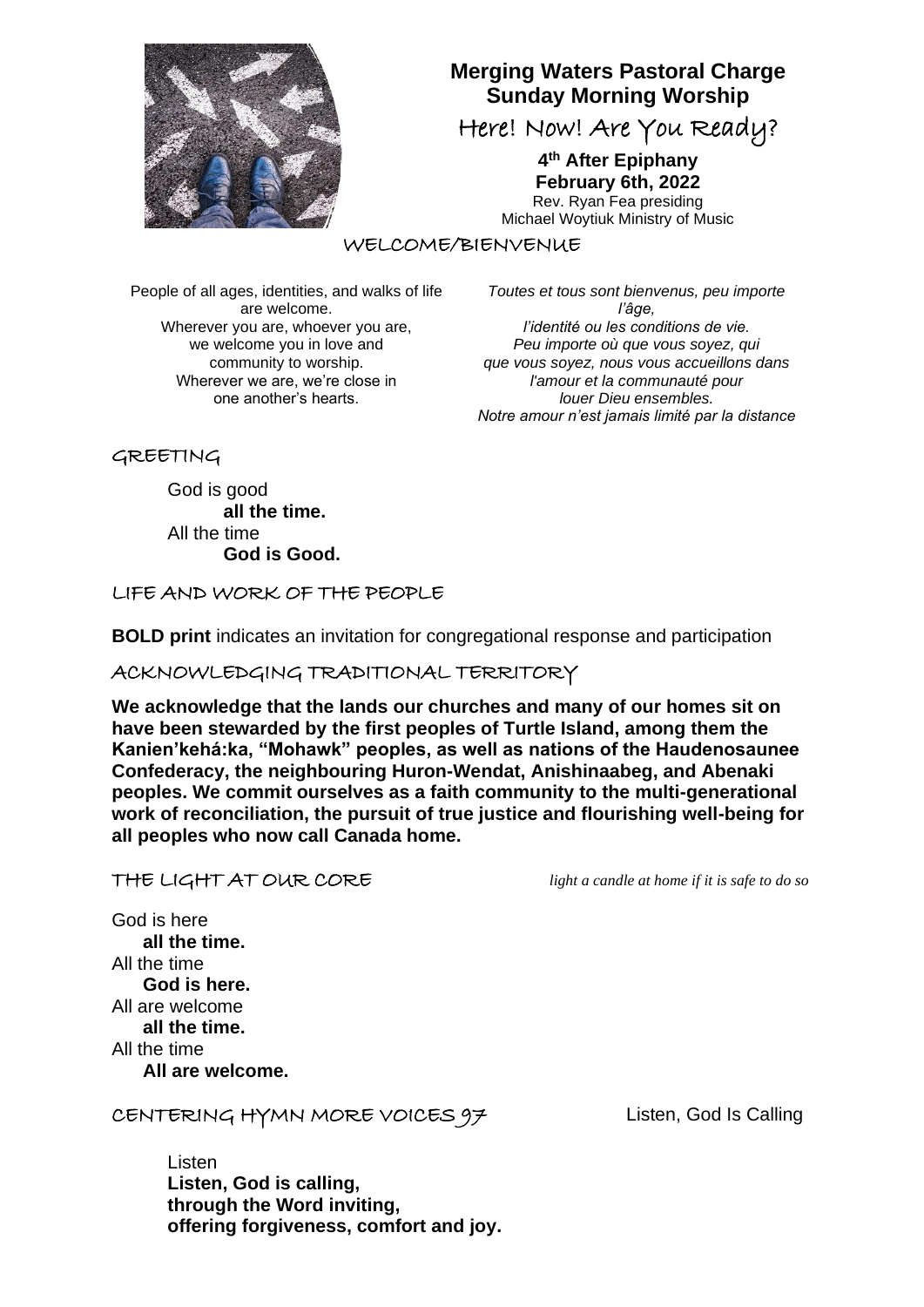# Merging Waters Pastoral Charge
# Sunday Morning Worship

## Here! Now! Are You Ready?

**4th After Epiphany**
**February 6th, 2022**
Rev. Ryan Fea presiding
Michael Woytiuk Ministry of Music

## WELCOME/BIENVENUE

People of all ages, identities, and walks of life are welcome.
Wherever you are, whoever you are, we welcome you in love and community to worship.
Wherever we are, we're close in one another's hearts.

*Toutes et tous sont bienvenus, peu importe l'âge,*
*l'identité ou les conditions de vie.*
*Peu importe où que vous soyez, qui que vous soyez, nous vous accueillons dans l'amour et la communauté pour louer Dieu ensembles.*
*Notre amour n'est jamais limité par la distance*

## GREETING

God is good
**all the time.**
All the time
**God is Good.**

## LIFE AND WORK OF THE PEOPLE

**BOLD print** indicates an invitation for congregational response and participation

## ACKNOWLEDGING TRADITIONAL TERRITORY

**We acknowledge that the lands our churches and many of our homes sit on have been stewarded by the first peoples of Turtle Island, among them the Kanien'kehá:ka, "Mohawk" peoples, as well as nations of the Haudenosaunee Confederacy, the neighbouring Huron-Wendat, Anishinaabeg, and Abenaki peoples. We commit ourselves as a faith community to the multi-generational work of reconciliation, the pursuit of true justice and flourishing well-being for all peoples who now call Canada home.**

## THE LIGHT AT OUR CORE

*light a candle at home if it is safe to do so*

God is here
**all the time.**
All the time
**God is here.**
All are welcome
**all the time.**
All the time
**All are welcome.**

## CENTERING HYMN MORE VOICES 97 — Listen, God Is Calling

Listen
**Listen, God is calling,**
**through the Word inviting,**
**offering forgiveness, comfort and joy.**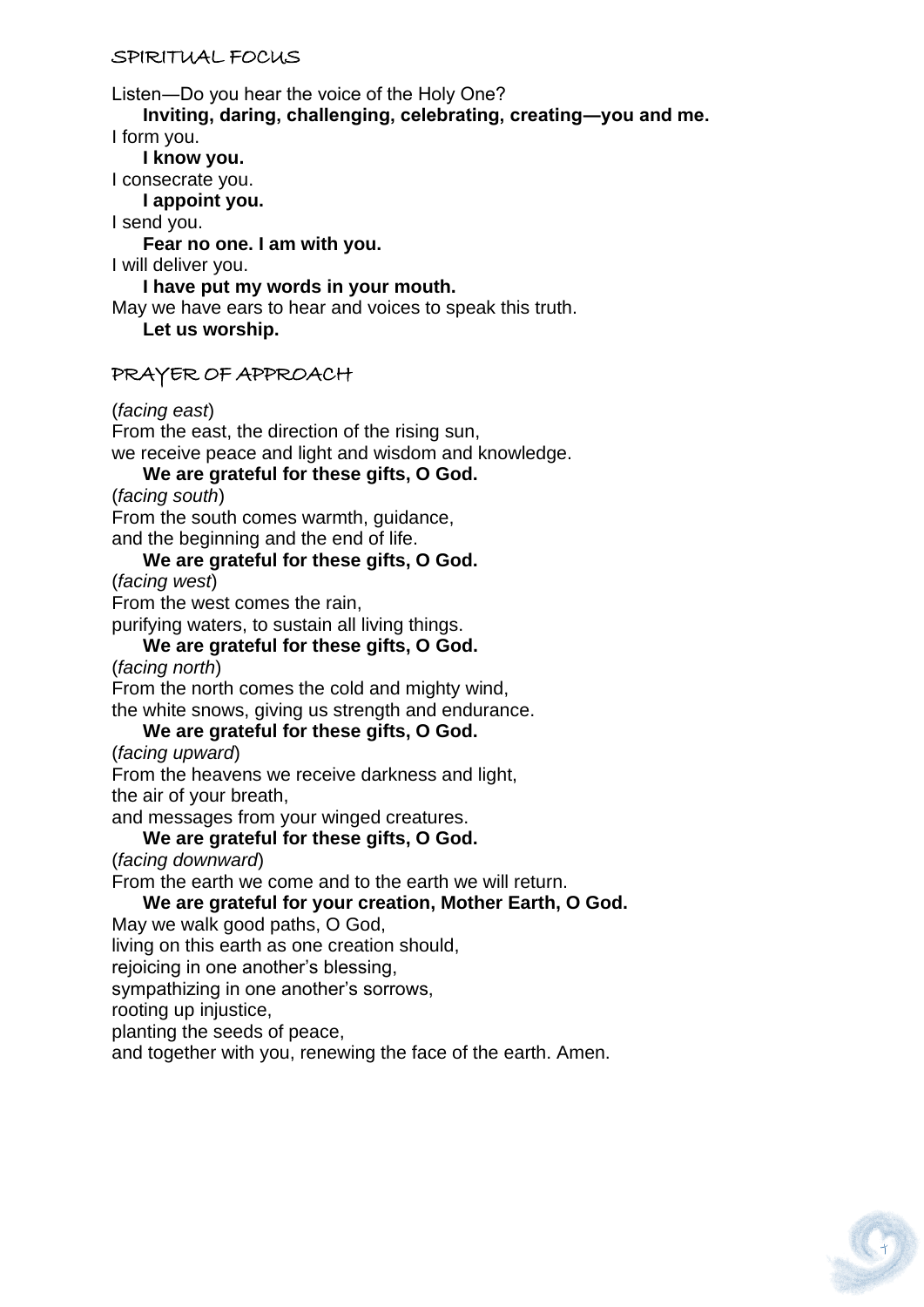## SPIRITUAL FOCUS

Listen—Do you hear the voice of the Holy One?
  **Inviting, daring, challenging, celebrating, creating—you and me.**
I form you.
  **I know you.**
I consecrate you.
  **I appoint you.**
I send you.
  **Fear no one. I am with you.**
I will deliver you.
  **I have put my words in your mouth.**
May we have ears to hear and voices to speak this truth.
  **Let us worship.**

## PRAYER OF APPROACH

(*facing east*)
From the east, the direction of the rising sun,
we receive peace and light and wisdom and knowledge.
  **We are grateful for these gifts, O God.**
(*facing south*)
From the south comes warmth, guidance,
and the beginning and the end of life.
  **We are grateful for these gifts, O God.**
(*facing west*)
From the west comes the rain,
purifying waters, to sustain all living things.
  **We are grateful for these gifts, O God.**
(*facing north*)
From the north comes the cold and mighty wind,
the white snows, giving us strength and endurance.
  **We are grateful for these gifts, O God.**
(*facing upward*)
From the heavens we receive darkness and light,
the air of your breath,
and messages from your winged creatures.
  **We are grateful for these gifts, O God.**
(*facing downward*)
From the earth we come and to the earth we will return.
  **We are grateful for your creation, Mother Earth, O God.**
May we walk good paths, O God,
living on this earth as one creation should,
rejoicing in one another's blessing,
sympathizing in one another's sorrows,
rooting up injustice,
planting the seeds of peace,
and together with you, renewing the face of the earth. Amen.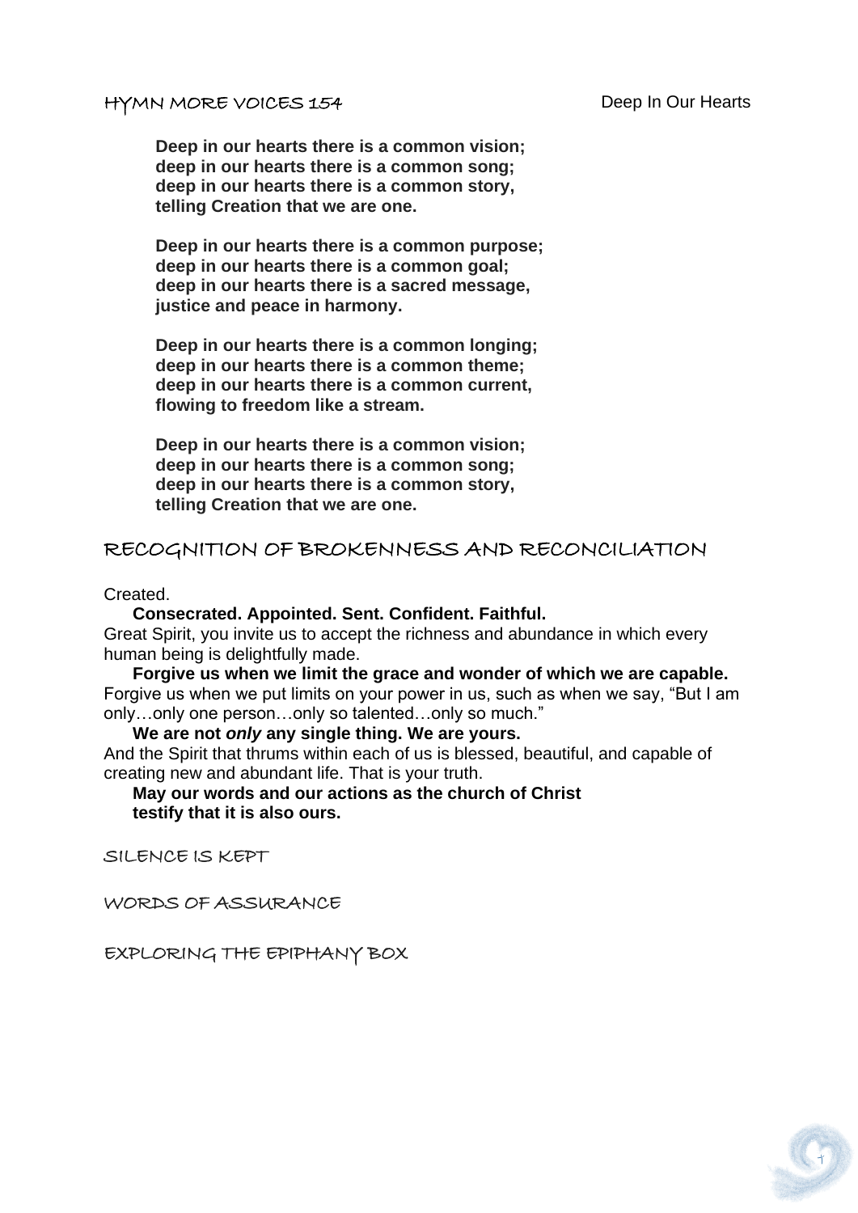## HYMN MORE VOICES 154 Deep In Our Hearts

**Deep in our hearts there is a common vision;**
**deep in our hearts there is a common song;**
**deep in our hearts there is a common story,**
**telling Creation that we are one.**

**Deep in our hearts there is a common purpose;**
**deep in our hearts there is a common goal;**
**deep in our hearts there is a sacred message,**
**justice and peace in harmony.**

**Deep in our hearts there is a common longing;**
**deep in our hearts there is a common theme;**
**deep in our hearts there is a common current,**
**flowing to freedom like a stream.**

**Deep in our hearts there is a common vision;**
**deep in our hearts there is a common song;**
**deep in our hearts there is a common story,**
**telling Creation that we are one.**

## RECOGNITION OF BROKENNESS AND RECONCILIATION

Created.

**Consecrated. Appointed. Sent. Confident. Faithful.**

Great Spirit, you invite us to accept the richness and abundance in which every human being is delightfully made.

**Forgive us when we limit the grace and wonder of which we are capable.**

Forgive us when we put limits on your power in us, such as when we say, "But I am only…only one person…only so talented…only so much."

**We are not *only* any single thing. We are yours.**

And the Spirit that thrums within each of us is blessed, beautiful, and capable of creating new and abundant life. That is your truth.

**May our words and our actions as the church of Christ**
**testify that it is also ours.**

SILENCE IS KEPT

WORDS OF ASSURANCE

EXPLORING THE EPIPHANY BOX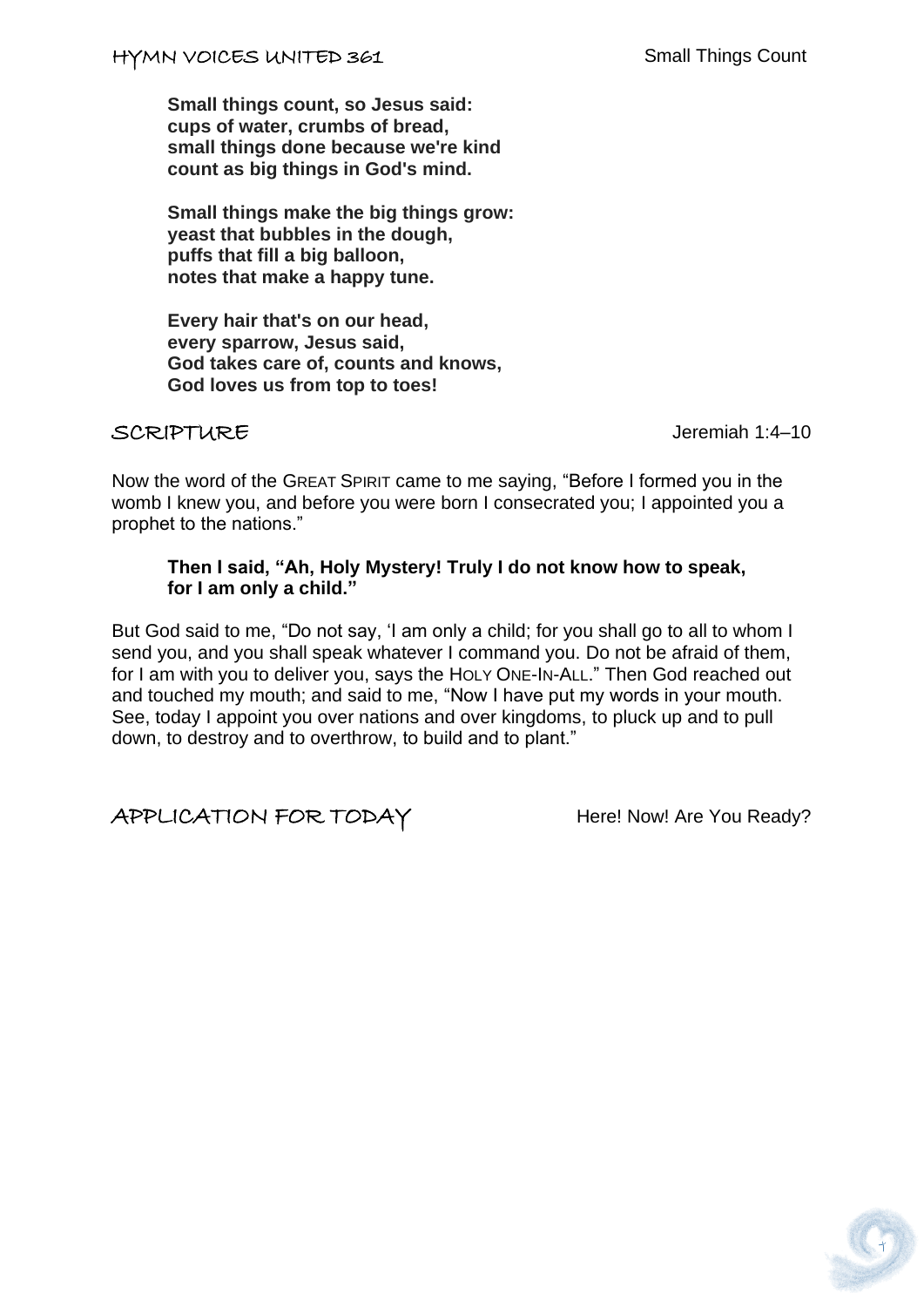## HYMN VOICES UNITED 361 — Small Things Count

**Small things count, so Jesus said:**
**cups of water, crumbs of bread,**
**small things done because we're kind**
**count as big things in God's mind.**

**Small things make the big things grow:**
**yeast that bubbles in the dough,**
**puffs that fill a big balloon,**
**notes that make a happy tune.**

**Every hair that's on our head,**
**every sparrow, Jesus said,**
**God takes care of, counts and knows,**
**God loves us from top to toes!**

## SCRIPTURE — Jeremiah 1:4–10

Now the word of the GREAT SPIRIT came to me saying, "Before I formed you in the womb I knew you, and before you were born I consecrated you; I appointed you a prophet to the nations."

**Then I said, "Ah, Holy Mystery! Truly I do not know how to speak, for I am only a child."**

But God said to me, "Do not say, 'I am only a child; for you shall go to all to whom I send you, and you shall speak whatever I command you. Do not be afraid of them, for I am with you to deliver you, says the HOLY ONE-IN-ALL." Then God reached out and touched my mouth; and said to me, "Now I have put my words in your mouth. See, today I appoint you over nations and over kingdoms, to pluck up and to pull down, to destroy and to overthrow, to build and to plant."

## APPLICATION FOR TODAY — Here! Now! Are You Ready?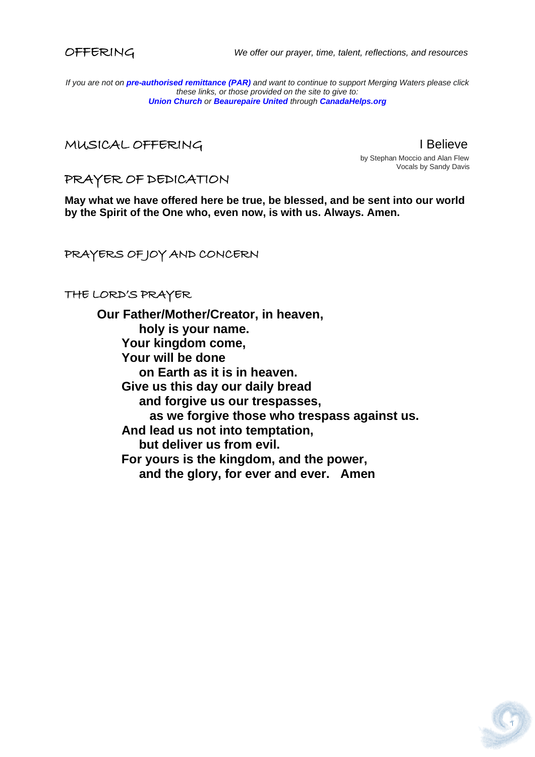## OFFERING

*We offer our prayer, time, talent, reflections, and resources*

*If you are not on **pre-authorised remittance (PAR)** and want to continue to support Merging Waters please click these links, or those provided on the site to give to:*
***Union Church** or **Beaurepaire United** through **CanadaHelps.org***

## MUSICAL OFFERING

I Believe
by Stephan Moccio and Alan Flew
Vocals by Sandy Davis

## PRAYER OF DEDICATION

**May what we have offered here be true, be blessed, and be sent into our world by the Spirit of the One who, even now, is with us. Always. Amen.**

## PRAYERS OF JOY AND CONCERN

## THE LORD'S PRAYER

**Our Father/Mother/Creator, in heaven,**
**holy is your name.**
**Your kingdom come,**
**Your will be done**
**on Earth as it is in heaven.**
**Give us this day our daily bread**
**and forgive us our trespasses,**
**as we forgive those who trespass against us.**
**And lead us not into temptation,**
**but deliver us from evil.**
**For yours is the kingdom, and the power,**
**and the glory, for ever and ever. Amen**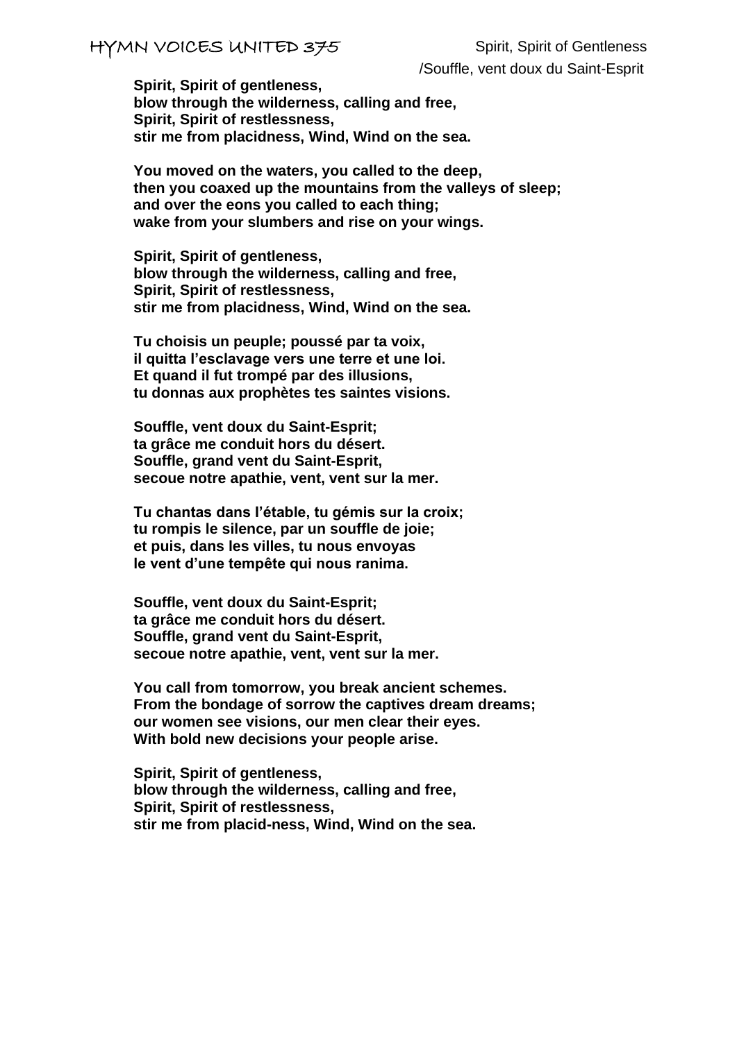HYMN VOICES UNITED 375 Spirit, Spirit of Gentleness /Souffle, vent doux du Saint-Esprit

**Spirit, Spirit of gentleness,**
**blow through the wilderness, calling and free,**
**Spirit, Spirit of restlessness,**
**stir me from placidness, Wind, Wind on the sea.**

**You moved on the waters, you called to the deep,**
**then you coaxed up the mountains from the valleys of sleep;**
**and over the eons you called to each thing;**
**wake from your slumbers and rise on your wings.**

**Spirit, Spirit of gentleness,**
**blow through the wilderness, calling and free,**
**Spirit, Spirit of restlessness,**
**stir me from placidness, Wind, Wind on the sea.**

**Tu choisis un peuple; poussé par ta voix,**
**il quitta l'esclavage vers une terre et une loi.**
**Et quand il fut trompé par des illusions,**
**tu donnas aux prophètes tes saintes visions.**

**Souffle, vent doux du Saint-Esprit;**
**ta grâce me conduit hors du désert.**
**Souffle, grand vent du Saint-Esprit,**
**secoue notre apathie, vent, vent sur la mer.**

**Tu chantas dans l'étable, tu gémis sur la croix;**
**tu rompis le silence, par un souffle de joie;**
**et puis, dans les villes, tu nous envoyas**
**le vent d'une tempête qui nous ranima.**

**Souffle, vent doux du Saint-Esprit;**
**ta grâce me conduit hors du désert.**
**Souffle, grand vent du Saint-Esprit,**
**secoue notre apathie, vent, vent sur la mer.**

**You call from tomorrow, you break ancient schemes.**
**From the bondage of sorrow the captives dream dreams;**
**our women see visions, our men clear their eyes.**
**With bold new decisions your people arise.**

**Spirit, Spirit of gentleness,**
**blow through the wilderness, calling and free,**
**Spirit, Spirit of restlessness,**
**stir me from placid-ness, Wind, Wind on the sea.**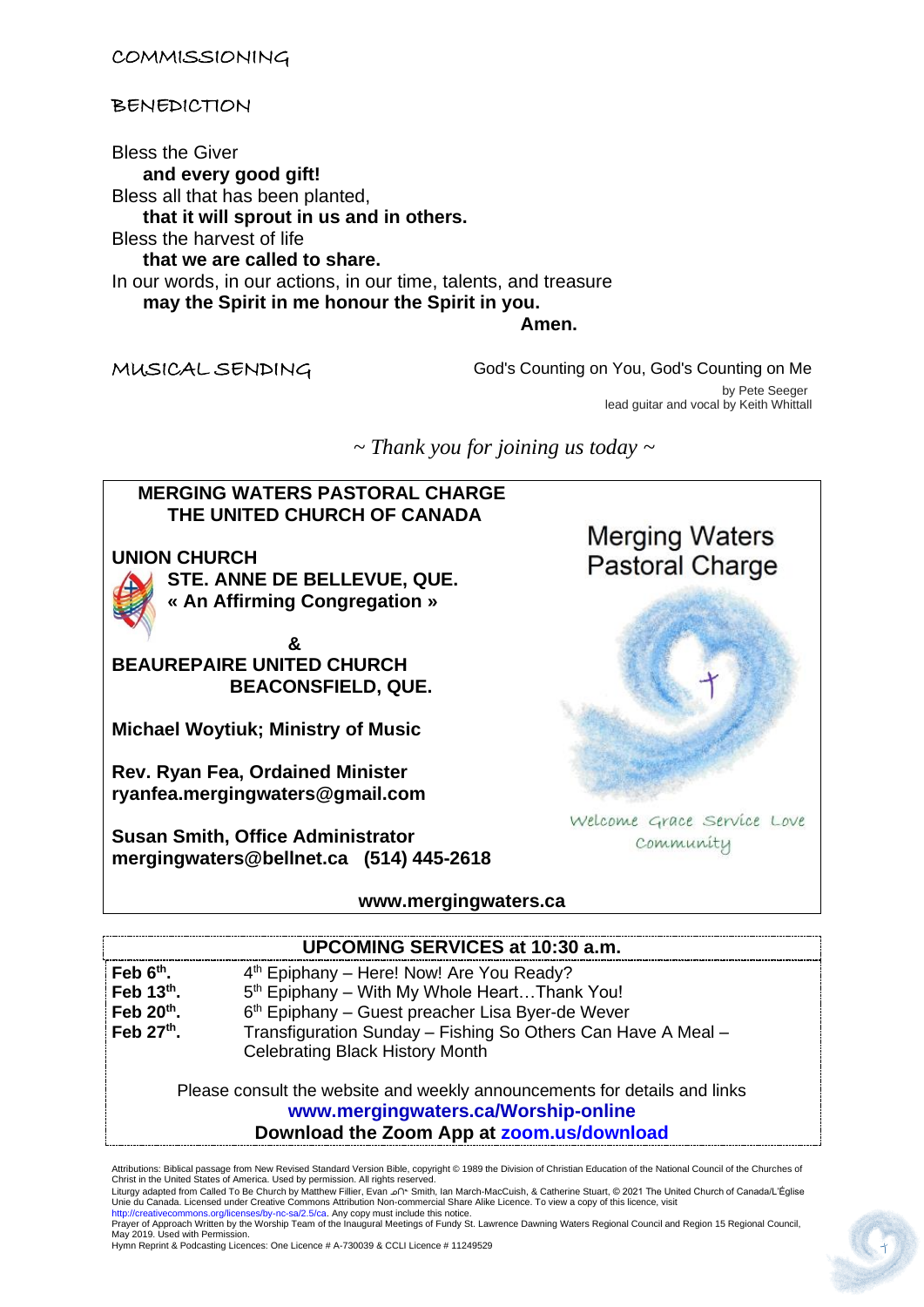## COMMISSIONING

## BENEDICTION

Bless the Giver
**and every good gift!**
Bless all that has been planted,
**that it will sprout in us and in others.**
Bless the harvest of life
**that we are called to share.**
In our words, in our actions, in our time, talents, and treasure
**may the Spirit in me honour the Spirit in you.**
**Amen.**

## MUSICAL SENDING

God's Counting on You, God's Counting on Me
by Pete Seeger
lead guitar and vocal by Keith Whittall

*~ Thank you for joining us today ~*

**MERGING WATERS PASTORAL CHARGE**
**THE UNITED CHURCH OF CANADA**

**UNION CHURCH**
**STE. ANNE DE BELLEVUE, QUE.**
**« An Affirming Congregation »**

**&**

**BEAUREPAIRE UNITED CHURCH**
**BEACONSFIELD, QUE.**

**Michael Woytiuk; Ministry of Music**

**Rev. Ryan Fea, Ordained Minister**
**ryanfea.mergingwaters@gmail.com**

**Susan Smith, Office Administrator**
**mergingwaters@bellnet.ca (514) 445-2618**

Merging Waters Pastoral Charge

Welcome Grace Service Love Community

**www.mergingwaters.ca**

**UPCOMING SERVICES at 10:30 a.m.**

| | |
|---|---|
| **Feb 6th.** | 4th Epiphany – Here! Now! Are You Ready? |
| **Feb 13th.** | 5th Epiphany – With My Whole Heart…Thank You! |
| **Feb 20th.** | 6th Epiphany – Guest preacher Lisa Byer-de Wever |
| **Feb 27th.** | Transfiguration Sunday – Fishing So Others Can Have A Meal – Celebrating Black History Month |

Please consult the website and weekly announcements for details and links
**www.mergingwaters.ca/Worship-online**
**Download the Zoom App at zoom.us/download**

Attributions: Biblical passage from New Revised Standard Version Bible, copyright © 1989 the Division of Christian Education of the National Council of the Churches of Christ in the United States of America. Used by permission. All rights reserved.
Liturgy adapted from Called To Be Church by Matthew Fillier, Evan ᓄᒃ Smith, Ian March-MacCuish, & Catherine Stuart, © 2021 The United Church of Canada/L'Église Unie du Canada. Licensed under Creative Commons Attribution Non-commercial Share Alike Licence. To view a copy of this licence, visit http://creativecommons.org/licenses/by-nc-sa/2.5/ca. Any copy must include this notice.
Prayer of Approach Written by the Worship Team of the Inaugural Meetings of Fundy St. Lawrence Dawning Waters Regional Council and Region 15 Regional Council, May 2019. Used with Permission.
Hymn Reprint & Podcasting Licences: One Licence # A-730039 & CCLI Licence # 11249529